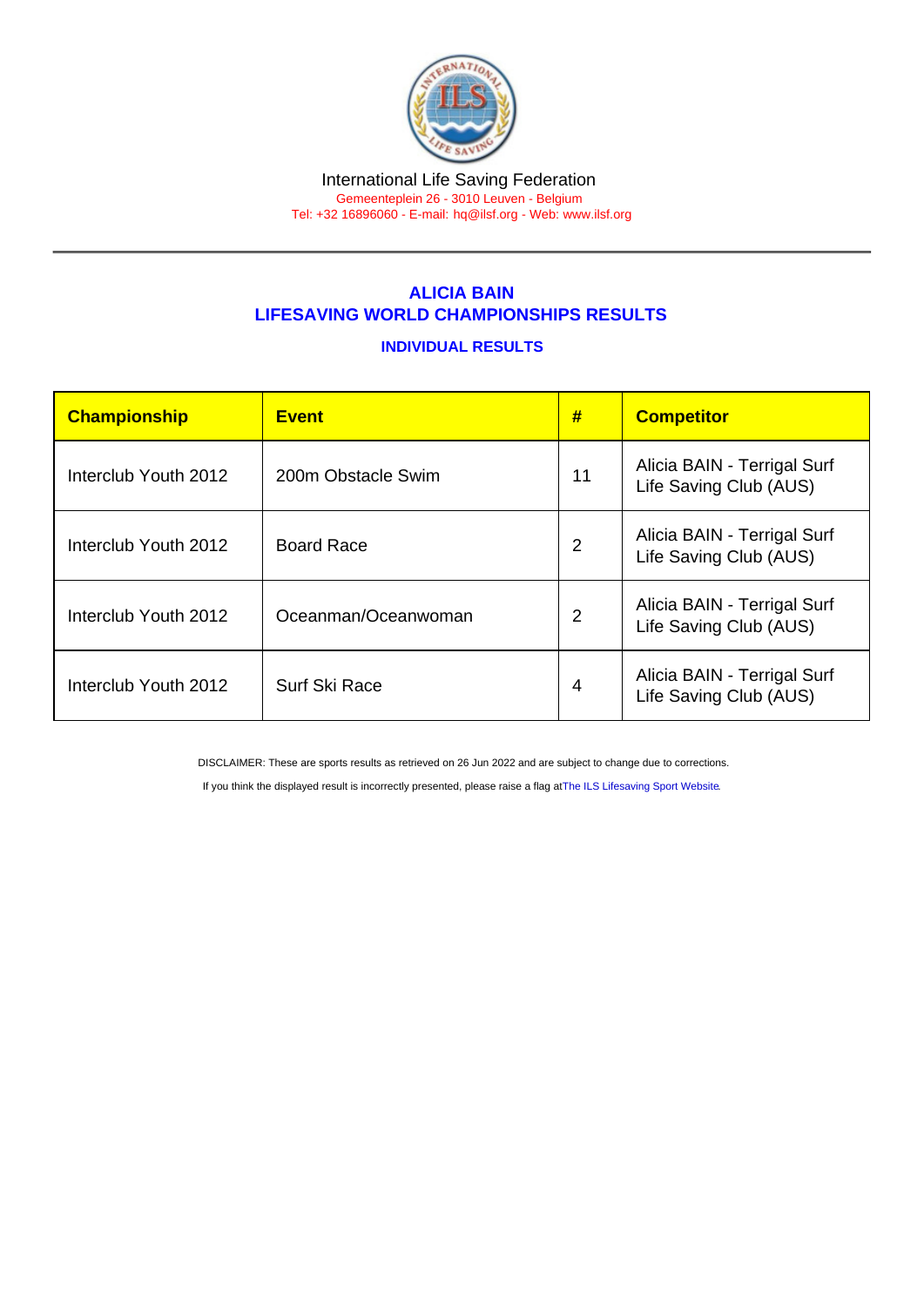International Life Saving Federation

Gemeenteplein 26 - 3010 Leuven - Belgium

Tel: +32 16896060 - E-mail: hq@ilsf.org - Web: www.ilsf.org

## ALICIA BAIN
## LIFESAVING WORLD CHAMPIONSHIPS RESULTS

### INDIVIDUAL RESULTS

| Championship | Event | # | Competitor |
|---|---|---|---|
| Interclub Youth 2012 | 200m Obstacle Swim | 11 | Alicia BAIN - Terrigal Surf Life Saving Club (AUS) |
| Interclub Youth 2012 | Board Race | 2 | Alicia BAIN - Terrigal Surf Life Saving Club (AUS) |
| Interclub Youth 2012 | Oceanman/Oceanwoman | 2 | Alicia BAIN - Terrigal Surf Life Saving Club (AUS) |
| Interclub Youth 2012 | Surf Ski Race | 4 | Alicia BAIN - Terrigal Surf Life Saving Club (AUS) |

DISCLAIMER: These are sports results as retrieved on 26 Jun 2022 and are subject to change due to corrections.

If you think the displayed result is incorrectly presented, please raise a flag at The ILS Lifesaving Sport Website.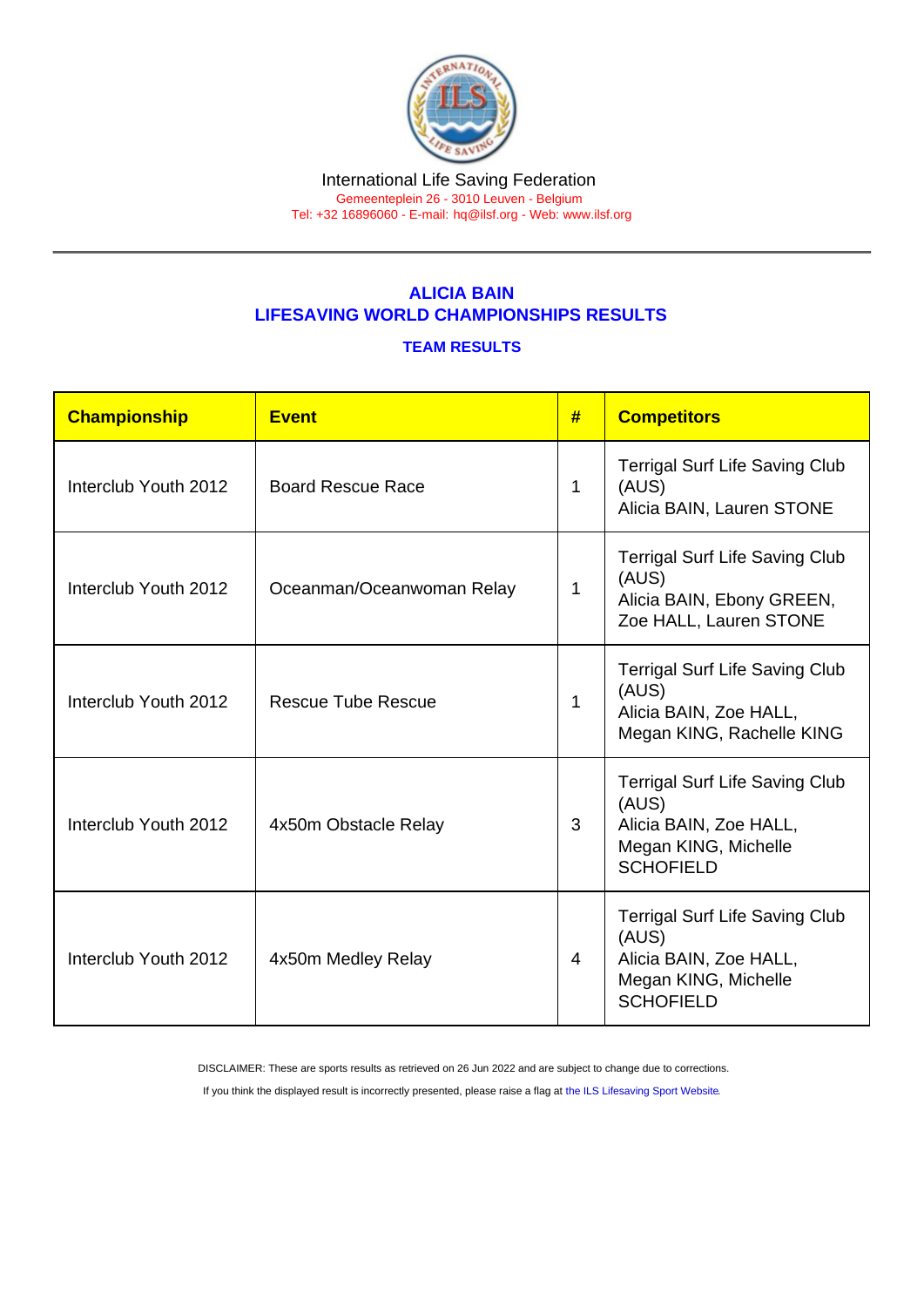International Life Saving Federation

Gemeenteplein 26 - 3010 Leuven - Belgium

Tel: +32 16896060 - E-mail: hq@ilsf.org - Web: www.ilsf.org

## ALICIA BAIN
## LIFESAVING WORLD CHAMPIONSHIPS RESULTS

### TEAM RESULTS

| Championship | Event | # | Competitors |
|---|---|---|---|
| Interclub Youth 2012 | Board Rescue Race | 1 | Terrigal Surf Life Saving Club (AUS) Alicia BAIN, Lauren STONE |
| Interclub Youth 2012 | Oceanman/Oceanwoman Relay | 1 | Terrigal Surf Life Saving Club (AUS) Alicia BAIN, Ebony GREEN, Zoe HALL, Lauren STONE |
| Interclub Youth 2012 | Rescue Tube Rescue | 1 | Terrigal Surf Life Saving Club (AUS) Alicia BAIN, Zoe HALL, Megan KING, Rachelle KING |
| Interclub Youth 2012 | 4x50m Obstacle Relay | 3 | Terrigal Surf Life Saving Club (AUS) Alicia BAIN, Zoe HALL, Megan KING, Michelle SCHOFIELD |
| Interclub Youth 2012 | 4x50m Medley Relay | 4 | Terrigal Surf Life Saving Club (AUS) Alicia BAIN, Zoe HALL, Megan KING, Michelle SCHOFIELD |

DISCLAIMER: These are sports results as retrieved on 26 Jun 2022 and are subject to change due to corrections.

If you think the displayed result is incorrectly presented, please raise a flag at the ILS Lifesaving Sport Website.